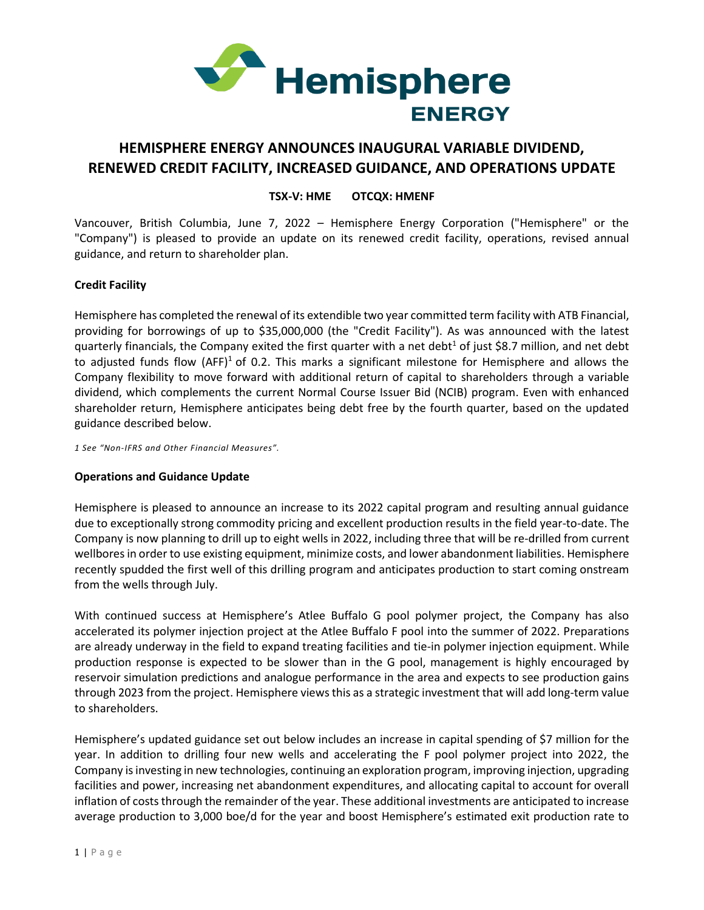# HEMISPHERE ENERGY ANNOUNCES INAUGURAL VARIABLE DIVIDEND, RENEWED CREDIT FACILITY, INCREASED GUIDANCE, AND OPERATIONS UPDATE

**TSX-V: HME OTCQX: HMENF**

Vancouver, British Columbia, June 7, 2022 – Hemisphere Energy Corporation ("Hemisphere" or the "Company") is pleased to provide an update on its renewed credit facility, operations, revised annual guidance, and return to shareholder plan.

**Credit Facility**

Hemisphere has completed the renewal of its extendible two year committed term facility with ATB Financial, providing for borrowings of up to $35,000,000 (the "Credit Facility"). As was announced with the latest quarterly financials, the Company exited the first quarter with a net debt[1] of just $8.7 million, and net debt to adjusted funds flow (AFF)[1] of 0.2. This marks a significant milestone for Hemisphere and allows the Company flexibility to move forward with additional return of capital to shareholders through a variable dividend, which complements the current Normal Course Issuer Bid (NCIB) program. Even with enhanced shareholder return, Hemisphere anticipates being debt free by the fourth quarter, based on the updated guidance described below.

*1 See "Non-IFRS and Other Financial Measures".*

**Operations and Guidance Update**

Hemisphere is pleased to announce an increase to its 2022 capital program and resulting annual guidance due to exceptionally strong commodity pricing and excellent production results in the field year-to-date. The Company is now planning to drill up to eight wells in 2022, including three that will be re-drilled from current wellbores in order to use existing equipment, minimize costs, and lower abandonment liabilities. Hemisphere recently spudded the first well of this drilling program and anticipates production to start coming onstream from the wells through July.

With continued success at Hemisphere's Atlee Buffalo G pool polymer project, the Company has also accelerated its polymer injection project at the Atlee Buffalo F pool into the summer of 2022. Preparations are already underway in the field to expand treating facilities and tie-in polymer injection equipment. While production response is expected to be slower than in the G pool, management is highly encouraged by reservoir simulation predictions and analogue performance in the area and expects to see production gains through 2023 from the project. Hemisphere views this as a strategic investment that will add long-term value to shareholders.

Hemisphere's updated guidance set out below includes an increase in capital spending of $7 million for the year. In addition to drilling four new wells and accelerating the F pool polymer project into 2022, the Company is investing in new technologies, continuing an exploration program, improving injection, upgrading facilities and power, increasing net abandonment expenditures, and allocating capital to account for overall inflation of costs through the remainder of the year. These additional investments are anticipated to increase average production to 3,000 boe/d for the year and boost Hemisphere's estimated exit production rate to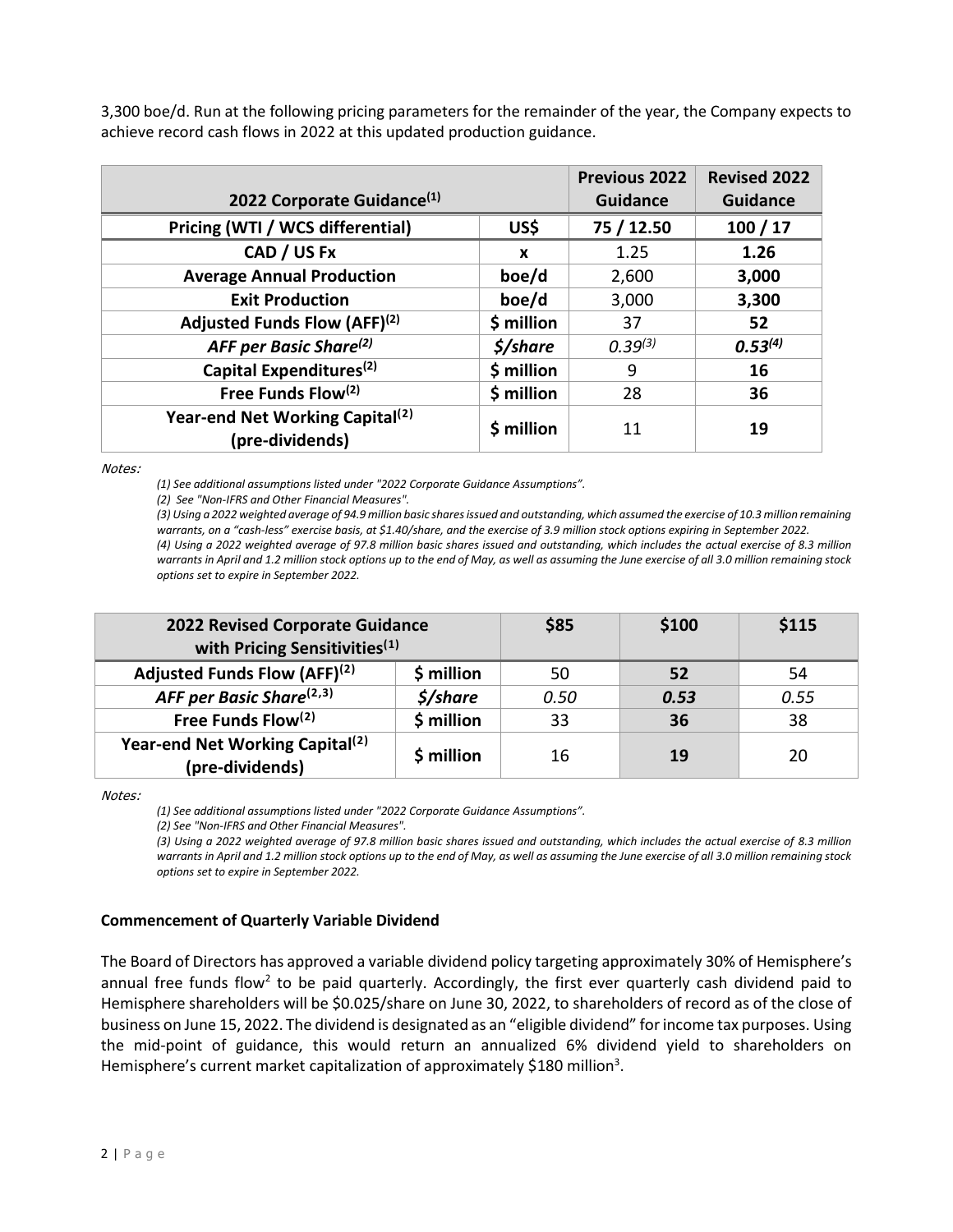3,300 boe/d. Run at the following pricing parameters for the remainder of the year, the Company expects to achieve record cash flows in 2022 at this updated production guidance.

| 2022 Corporate Guidance[(1)] | | Previous 2022 Guidance | Revised 2022 Guidance |
|---|---|---|---|
| **Pricing (WTI / WCS differential)** | **US$** | **75 / 12.50** | **100 / 17** |
| **CAD / US Fx** | **x** | 1.25 | **1.26** |
| **Average Annual Production** | **boe/d** | 2,600 | **3,000** |
| **Exit Production** | **boe/d** | 3,000 | **3,300** |
| **Adjusted Funds Flow (AFF)[(2)]** | **$ million** | 37 | **52** |
| ***AFF per Basic Share[(2)]*** | ***$/share*** | *0.39[(3)]* | ***0.53[(4)]*** |
| **Capital Expenditures[(2)]** | **$ million** | 9 | **16** |
| **Free Funds Flow[(2)]** | **$ million** | 28 | **36** |
| **Year-end Net Working Capital[(2)] (pre-dividends)** | **$ million** | 11 | **19** |

*Notes:*

*(1) See additional assumptions listed under "2022 Corporate Guidance Assumptions".*

*(2) See "Non-IFRS and Other Financial Measures".*

*(3) Using a 2022 weighted average of 94.9 million basic shares issued and outstanding, which assumed the exercise of 10.3 million remaining warrants, on a "cash-less" exercise basis, at $1.40/share, and the exercise of 3.9 million stock options expiring in September 2022.*

*(4) Using a 2022 weighted average of 97.8 million basic shares issued and outstanding, which includes the actual exercise of 8.3 million warrants in April and 1.2 million stock options up to the end of May, as well as assuming the June exercise of all 3.0 million remaining stock options set to expire in September 2022.*

| 2022 Revised Corporate Guidance with Pricing Sensitivities[(1)] | | $85 | $100 | $115 |
|---|---|---|---|---|
| **Adjusted Funds Flow (AFF)[(2)]** | **$ million** | 50 | **52** | 54 |
| ***AFF per Basic Share[(2,3)]*** | ***$/share*** | *0.50* | ***0.53*** | *0.55* |
| **Free Funds Flow[(2)]** | **$ million** | 33 | **36** | 38 |
| **Year-end Net Working Capital[(2)] (pre-dividends)** | **$ million** | 16 | **19** | 20 |

*Notes:*

*(1) See additional assumptions listed under "2022 Corporate Guidance Assumptions".*

*(2) See "Non-IFRS and Other Financial Measures".*

*(3) Using a 2022 weighted average of 97.8 million basic shares issued and outstanding, which includes the actual exercise of 8.3 million warrants in April and 1.2 million stock options up to the end of May, as well as assuming the June exercise of all 3.0 million remaining stock options set to expire in September 2022.*

### Commencement of Quarterly Variable Dividend

The Board of Directors has approved a variable dividend policy targeting approximately 30% of Hemisphere's annual free funds flow[2] to be paid quarterly. Accordingly, the first ever quarterly cash dividend paid to Hemisphere shareholders will be $0.025/share on June 30, 2022, to shareholders of record as of the close of business on June 15, 2022. The dividend is designated as an "eligible dividend" for income tax purposes. Using the mid-point of guidance, this would return an annualized 6% dividend yield to shareholders on Hemisphere's current market capitalization of approximately $180 million[3].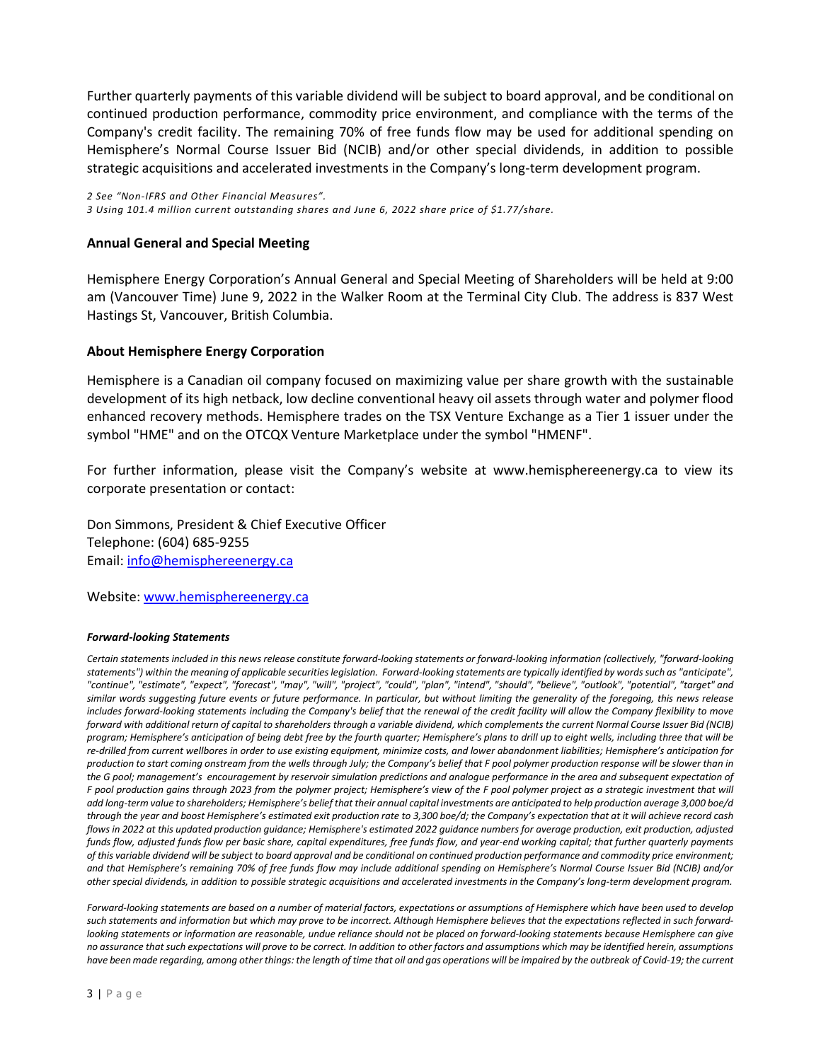Further quarterly payments of this variable dividend will be subject to board approval, and be conditional on continued production performance, commodity price environment, and compliance with the terms of the Company's credit facility. The remaining 70% of free funds flow may be used for additional spending on Hemisphere's Normal Course Issuer Bid (NCIB) and/or other special dividends, in addition to possible strategic acquisitions and accelerated investments in the Company's long-term development program.

*2 See "Non-IFRS and Other Financial Measures".*
*3 Using 101.4 million current outstanding shares and June 6, 2022 share price of $1.77/share.*

## Annual General and Special Meeting

Hemisphere Energy Corporation's Annual General and Special Meeting of Shareholders will be held at 9:00 am (Vancouver Time) June 9, 2022 in the Walker Room at the Terminal City Club. The address is 837 West Hastings St, Vancouver, British Columbia.

## About Hemisphere Energy Corporation

Hemisphere is a Canadian oil company focused on maximizing value per share growth with the sustainable development of its high netback, low decline conventional heavy oil assets through water and polymer flood enhanced recovery methods. Hemisphere trades on the TSX Venture Exchange as a Tier 1 issuer under the symbol "HME" and on the OTCQX Venture Marketplace under the symbol "HMENF".

For further information, please visit the Company's website at www.hemisphereenergy.ca to view its corporate presentation or contact:

Don Simmons, President & Chief Executive Officer
Telephone: (604) 685-9255
Email: info@hemisphereenergy.ca

Website: www.hemisphereenergy.ca

#### *Forward-looking Statements*

*Certain statements included in this news release constitute forward-looking statements or forward-looking information (collectively, "forward-looking statements") within the meaning of applicable securities legislation. Forward-looking statements are typically identified by words such as "anticipate", "continue", "estimate", "expect", "forecast", "may", "will", "project", "could", "plan", "intend", "should", "believe", "outlook", "potential", "target" and similar words suggesting future events or future performance. In particular, but without limiting the generality of the foregoing, this news release includes forward-looking statements including the Company's belief that the renewal of the credit facility will allow the Company flexibility to move forward with additional return of capital to shareholders through a variable dividend, which complements the current Normal Course Issuer Bid (NCIB) program; Hemisphere's anticipation of being debt free by the fourth quarter; Hemisphere's plans to drill up to eight wells, including three that will be re-drilled from current wellbores in order to use existing equipment, minimize costs, and lower abandonment liabilities; Hemisphere's anticipation for production to start coming onstream from the wells through July; the Company's belief that F pool polymer production response will be slower than in the G pool; management's encouragement by reservoir simulation predictions and analogue performance in the area and subsequent expectation of F pool production gains through 2023 from the polymer project; Hemisphere's view of the F pool polymer project as a strategic investment that will add long-term value to shareholders; Hemisphere's belief that their annual capital investments are anticipated to help production average 3,000 boe/d through the year and boost Hemisphere's estimated exit production rate to 3,300 boe/d; the Company's expectation that at it will achieve record cash flows in 2022 at this updated production guidance; Hemisphere's estimated 2022 guidance numbers for average production, exit production, adjusted funds flow, adjusted funds flow per basic share, capital expenditures, free funds flow, and year-end working capital; that further quarterly payments of this variable dividend will be subject to board approval and be conditional on continued production performance and commodity price environment; and that Hemisphere's remaining 70% of free funds flow may include additional spending on Hemisphere's Normal Course Issuer Bid (NCIB) and/or other special dividends, in addition to possible strategic acquisitions and accelerated investments in the Company's long-term development program.*

*Forward-looking statements are based on a number of material factors, expectations or assumptions of Hemisphere which have been used to develop such statements and information but which may prove to be incorrect. Although Hemisphere believes that the expectations reflected in such forward-looking statements or information are reasonable, undue reliance should not be placed on forward-looking statements because Hemisphere can give no assurance that such expectations will prove to be correct. In addition to other factors and assumptions which may be identified herein, assumptions have been made regarding, among other things: the length of time that oil and gas operations will be impaired by the outbreak of Covid-19; the current*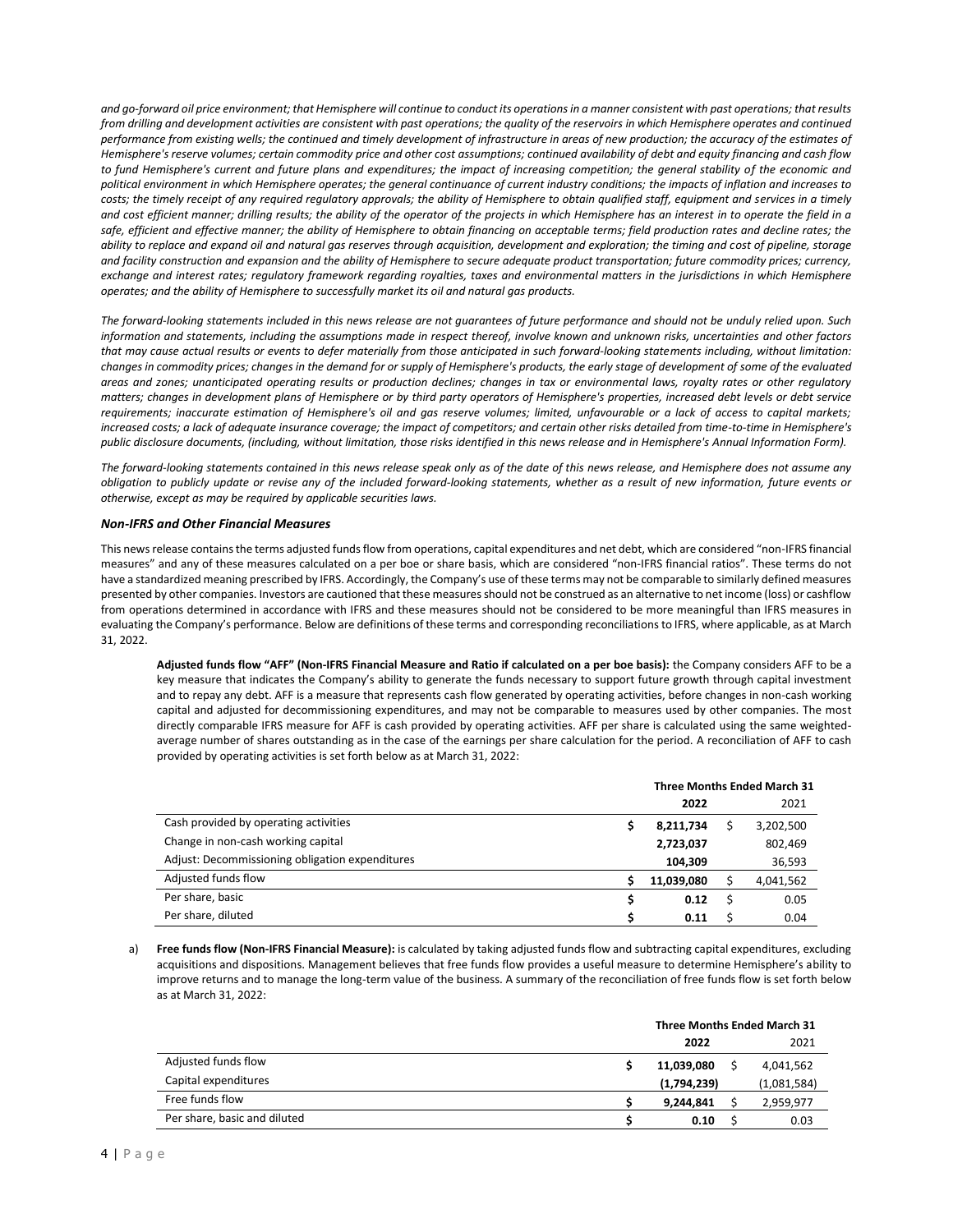*and go-forward oil price environment; that Hemisphere will continue to conduct its operations in a manner consistent with past operations; that results from drilling and development activities are consistent with past operations; the quality of the reservoirs in which Hemisphere operates and continued performance from existing wells; the continued and timely development of infrastructure in areas of new production; the accuracy of the estimates of Hemisphere's reserve volumes; certain commodity price and other cost assumptions; continued availability of debt and equity financing and cash flow to fund Hemisphere's current and future plans and expenditures; the impact of increasing competition; the general stability of the economic and political environment in which Hemisphere operates; the general continuance of current industry conditions; the impacts of inflation and increases to costs; the timely receipt of any required regulatory approvals; the ability of Hemisphere to obtain qualified staff, equipment and services in a timely and cost efficient manner; drilling results; the ability of the operator of the projects in which Hemisphere has an interest in to operate the field in a safe, efficient and effective manner; the ability of Hemisphere to obtain financing on acceptable terms; field production rates and decline rates; the ability to replace and expand oil and natural gas reserves through acquisition, development and exploration; the timing and cost of pipeline, storage and facility construction and expansion and the ability of Hemisphere to secure adequate product transportation; future commodity prices; currency, exchange and interest rates; regulatory framework regarding royalties, taxes and environmental matters in the jurisdictions in which Hemisphere operates; and the ability of Hemisphere to successfully market its oil and natural gas products.*

*The forward-looking statements included in this news release are not guarantees of future performance and should not be unduly relied upon. Such information and statements, including the assumptions made in respect thereof, involve known and unknown risks, uncertainties and other factors that may cause actual results or events to defer materially from those anticipated in such forward-looking statements including, without limitation: changes in commodity prices; changes in the demand for or supply of Hemisphere's products, the early stage of development of some of the evaluated areas and zones; unanticipated operating results or production declines; changes in tax or environmental laws, royalty rates or other regulatory matters; changes in development plans of Hemisphere or by third party operators of Hemisphere's properties, increased debt levels or debt service requirements; inaccurate estimation of Hemisphere's oil and gas reserve volumes; limited, unfavourable or a lack of access to capital markets; increased costs; a lack of adequate insurance coverage; the impact of competitors; and certain other risks detailed from time-to-time in Hemisphere's public disclosure documents, (including, without limitation, those risks identified in this news release and in Hemisphere's Annual Information Form).*

*The forward-looking statements contained in this news release speak only as of the date of this news release, and Hemisphere does not assume any obligation to publicly update or revise any of the included forward-looking statements, whether as a result of new information, future events or otherwise, except as may be required by applicable securities laws.*

### *Non-IFRS and Other Financial Measures*

This news release contains the terms adjusted funds flow from operations, capital expenditures and net debt, which are considered "non-IFRS financial measures" and any of these measures calculated on a per boe or share basis, which are considered "non-IFRS financial ratios". These terms do not have a standardized meaning prescribed by IFRS. Accordingly, the Company's use of these terms may not be comparable to similarly defined measures presented by other companies. Investors are cautioned that these measures should not be construed as an alternative to net income (loss) or cashflow from operations determined in accordance with IFRS and these measures should not be considered to be more meaningful than IFRS measures in evaluating the Company's performance. Below are definitions of these terms and corresponding reconciliations to IFRS, where applicable, as at March 31, 2022.

**Adjusted funds flow "AFF" (Non-IFRS Financial Measure and Ratio if calculated on a per boe basis):** the Company considers AFF to be a key measure that indicates the Company's ability to generate the funds necessary to support future growth through capital investment and to repay any debt. AFF is a measure that represents cash flow generated by operating activities, before changes in non-cash working capital and adjusted for decommissioning expenditures, and may not be comparable to measures used by other companies. The most directly comparable IFRS measure for AFF is cash provided by operating activities. AFF per share is calculated using the same weighted-average number of shares outstanding as in the case of the earnings per share calculation for the period. A reconciliation of AFF to cash provided by operating activities is set forth below as at March 31, 2022:

| | Three Months Ended March 31 | |
|---|---|---|
| | **2022** | 2021 |
| Cash provided by operating activities | $ **8,211,734** | $ 3,202,500 |
| Change in non-cash working capital | **2,723,037** | 802,469 |
| Adjust: Decommissioning obligation expenditures | **104,309** | 36,593 |
| Adjusted funds flow | $ **11,039,080** | $ 4,041,562 |
| Per share, basic | $ **0.12** | $ 0.05 |
| Per share, diluted | $ **0.11** | $ 0.04 |

a) **Free funds flow (Non-IFRS Financial Measure):** is calculated by taking adjusted funds flow and subtracting capital expenditures, excluding acquisitions and dispositions. Management believes that free funds flow provides a useful measure to determine Hemisphere's ability to improve returns and to manage the long-term value of the business. A summary of the reconciliation of free funds flow is set forth below as at March 31, 2022:

| | Three Months Ended March 31 | |
|---|---|---|
| | **2022** | 2021 |
| Adjusted funds flow | $ **11,039,080** | $ 4,041,562 |
| Capital expenditures | **(1,794,239)** | (1,081,584) |
| Free funds flow | $ **9,244,841** | $ 2,959,977 |
| Per share, basic and diluted | $ **0.10** | $ 0.03 |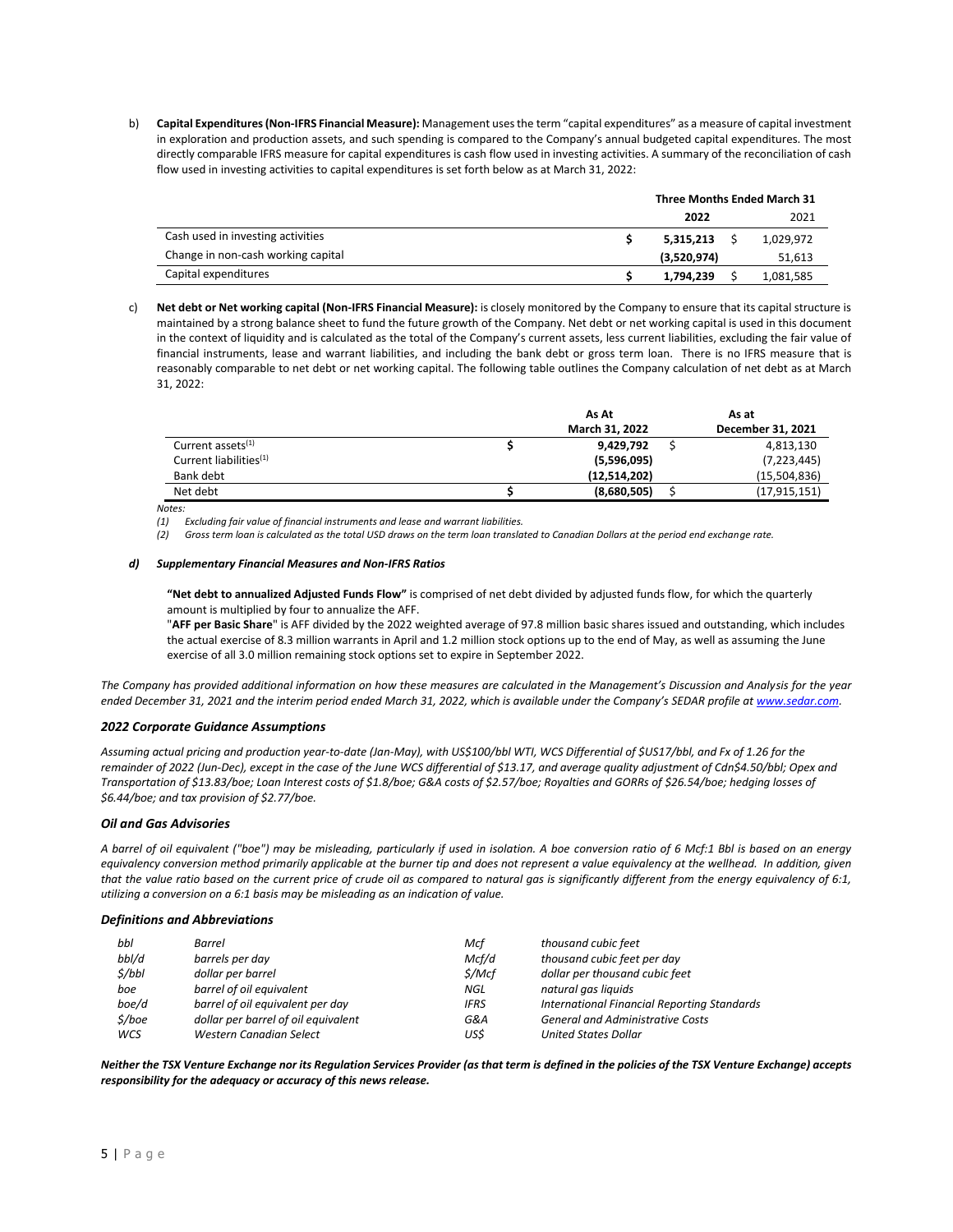b) **Capital Expenditures (Non-IFRS Financial Measure):** Management uses the term "capital expenditures" as a measure of capital investment in exploration and production assets, and such spending is compared to the Company's annual budgeted capital expenditures. The most directly comparable IFRS measure for capital expenditures is cash flow used in investing activities. A summary of the reconciliation of cash flow used in investing activities to capital expenditures is set forth below as at March 31, 2022:

| | Three Months Ended March 31 | |
|---|---|---|
| | **2022** | 2021 |
| Cash used in investing activities | $ **5,315,213** | $ 1,029,972 |
| Change in non-cash working capital | **(3,520,974)** | 51,613 |
| Capital expenditures | $ **1,794,239** | $ 1,081,585 |

c) **Net debt or Net working capital (Non-IFRS Financial Measure):** is closely monitored by the Company to ensure that its capital structure is maintained by a strong balance sheet to fund the future growth of the Company. Net debt or net working capital is used in this document in the context of liquidity and is calculated as the total of the Company's current assets, less current liabilities, excluding the fair value of financial instruments, lease and warrant liabilities, and including the bank debt or gross term loan. There is no IFRS measure that is reasonably comparable to net debt or net working capital. The following table outlines the Company calculation of net debt as at March 31, 2022:

| | As At March 31, 2022 | As at December 31, 2021 |
|---|---|---|
| Current assets[(1)] | $ **9,429,792** | $ 4,813,130 |
| Current liabilities[(1)] | **(5,596,095)** | (7,223,445) |
| Bank debt | **(12,514,202)** | (15,504,836) |
| Net debt | $ **(8,680,505)** | $ (17,915,151) |

*Notes:*

*(1) Excluding fair value of financial instruments and lease and warrant liabilities.*

*(2) Gross term loan is calculated as the total USD draws on the term loan translated to Canadian Dollars at the period end exchange rate.*

***d) Supplementary Financial Measures and Non-IFRS Ratios***

**"Net debt to annualized Adjusted Funds Flow"** is comprised of net debt divided by adjusted funds flow, for which the quarterly amount is multiplied by four to annualize the AFF.

"**AFF per Basic Share**" is AFF divided by the 2022 weighted average of 97.8 million basic shares issued and outstanding, which includes the actual exercise of 8.3 million warrants in April and 1.2 million stock options up to the end of May, as well as assuming the June exercise of all 3.0 million remaining stock options set to expire in September 2022.

*The Company has provided additional information on how these measures are calculated in the Management's Discussion and Analysis for the year ended December 31, 2021 and the interim period ended March 31, 2022, which is available under the Company's SEDAR profile at www.sedar.com.*

### *2022 Corporate Guidance Assumptions*

*Assuming actual pricing and production year-to-date (Jan-May), with US$100/bbl WTI, WCS Differential of $US17/bbl, and Fx of 1.26 for the remainder of 2022 (Jun-Dec), except in the case of the June WCS differential of $13.17, and average quality adjustment of Cdn$4.50/bbl; Opex and Transportation of $13.83/boe; Loan Interest costs of $1.8/boe; G&A costs of $2.57/boe; Royalties and GORRs of $26.54/boe; hedging losses of $6.44/boe; and tax provision of $2.77/boe.*

### *Oil and Gas Advisories*

*A barrel of oil equivalent ("boe") may be misleading, particularly if used in isolation. A boe conversion ratio of 6 Mcf:1 Bbl is based on an energy equivalency conversion method primarily applicable at the burner tip and does not represent a value equivalency at the wellhead. In addition, given that the value ratio based on the current price of crude oil as compared to natural gas is significantly different from the energy equivalency of 6:1, utilizing a conversion on a 6:1 basis may be misleading as an indication of value.*

### *Definitions and Abbreviations*

| | | | |
|---|---|---|---|
| *bbl* | *Barrel* | *Mcf* | *thousand cubic feet* |
| *bbl/d* | *barrels per day* | *Mcf/d* | *thousand cubic feet per day* |
| *$/bbl* | *dollar per barrel* | *$/Mcf* | *dollar per thousand cubic feet* |
| *boe* | *barrel of oil equivalent* | *NGL* | *natural gas liquids* |
| *boe/d* | *barrel of oil equivalent per day* | *IFRS* | *International Financial Reporting Standards* |
| *$/boe* | *dollar per barrel of oil equivalent* | *G&A* | *General and Administrative Costs* |
| *WCS* | *Western Canadian Select* | *US$* | *United States Dollar* |

***Neither the TSX Venture Exchange nor its Regulation Services Provider (as that term is defined in the policies of the TSX Venture Exchange) accepts responsibility for the adequacy or accuracy of this news release.***